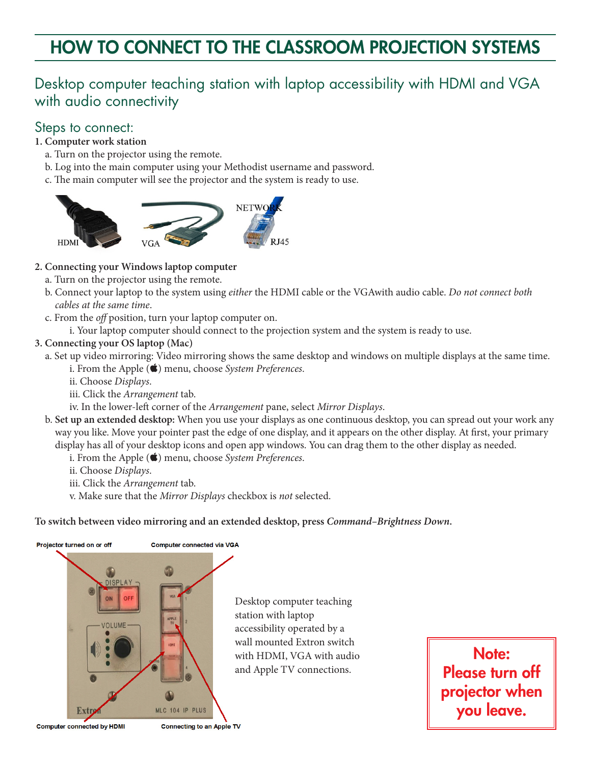# HOW TO CONNECT TO THE CLASSROOM PROJECTION SYSTEMS

## Desktop computer teaching station with laptop accessibility with HDMI and VGA with audio connectivity

### Steps to connect:

**1. Computer work station**

a. Turn on the projector using the remote.

b. Log into the main computer using your Methodist username and password.

c. The main computer will see the projector and the system is ready to use.

HDMI VGA NETWORK RJ45

**2. Connecting your Windows laptop computer**

a. Turn on the projector using the remote.

b. Connect your laptop to the system using *either* the HDMI cable or the VGAwith audio cable. *Do not connect both cables at the same time*.

c. From the *off* position, turn your laptop computer on.

   i. Your laptop computer should connect to the projection system and the system is ready to use.

**3. Connecting your OS laptop (Mac)**

a. Set up video mirroring: Video mirroring shows the same desktop and windows on multiple displays at the same time.

   i. From the Apple () menu, choose *System Preferences*.

   ii. Choose *Displays*.

   iii. Click the *Arrangement* tab.

   iv. In the lower-left corner of the *Arrangement* pane, select *Mirror Displays*.

b. **Set up an extended desktop:** When you use your displays as one continuous desktop, you can spread out your work any way you like. Move your pointer past the edge of one display, and it appears on the other display. At first, your primary display has all of your desktop icons and open app windows. You can drag them to the other display as needed.

   i. From the Apple () menu, choose *System Preferences*.

   ii. Choose *Displays*.

   iii. Click the *Arrangement* tab.

   v. Make sure that the *Mirror Displays* checkbox is *not* selected.

**To switch between video mirroring and an extended desktop, press *Command–Brightness Down*.**

Projector turned on or off

Computer connected via VGA

Computer connected by HDMI

Connecting to an Apple TV

Desktop computer teaching station with laptop accessibility operated by a wall mounted Extron switch with HDMI, VGA with audio and Apple TV connections.

**Note: Please turn off projector when you leave.**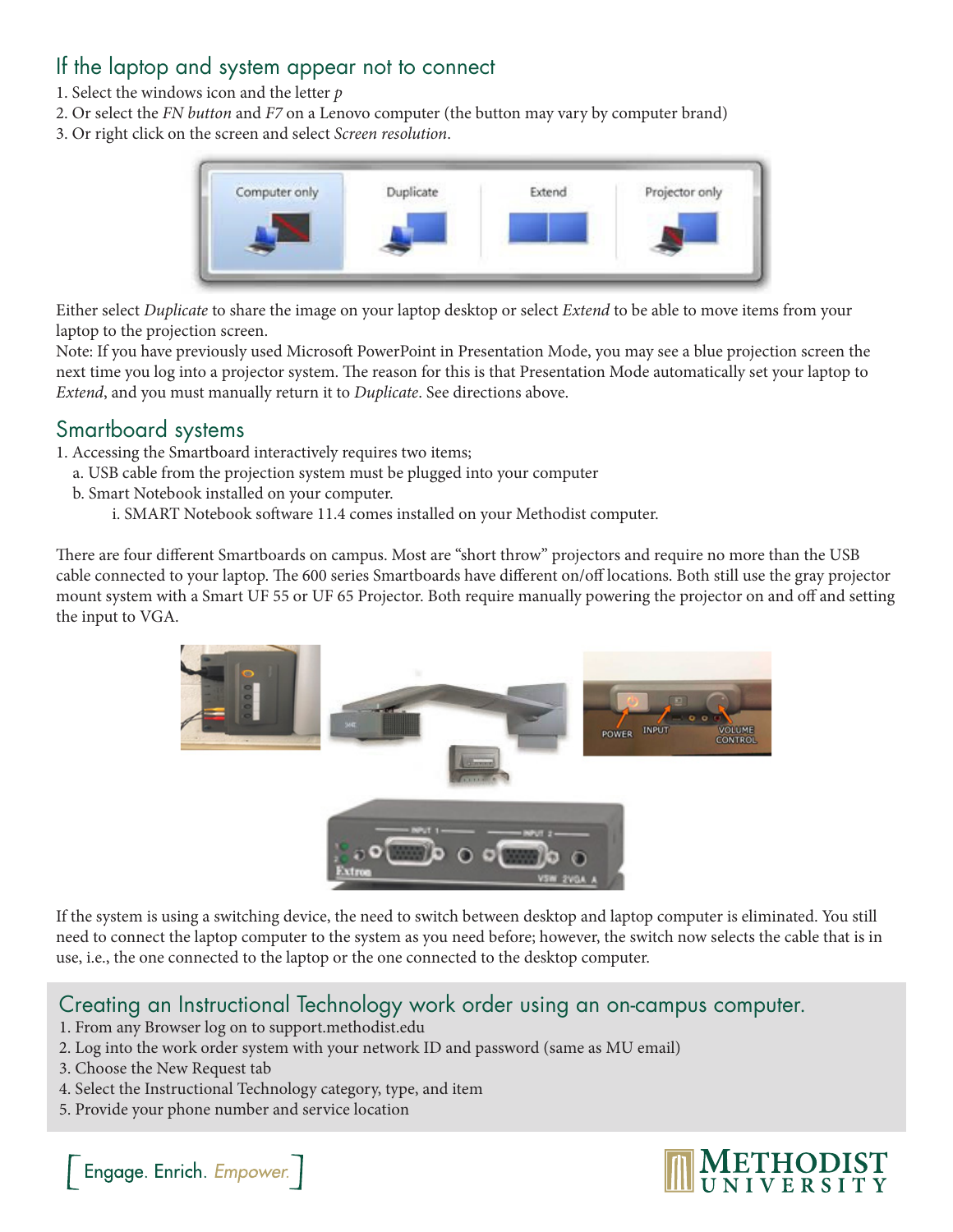## If the laptop and system appear not to connect

1. Select the windows icon and the letter *p*
2. Or select the *FN button* and *F7* on a Lenovo computer (the button may vary by computer brand)
3. Or right click on the screen and select *Screen resolution*.

Computer only
Duplicate
Extend
Projector only

Either select *Duplicate* to share the image on your laptop desktop or select *Extend* to be able to move items from your laptop to the projection screen.

Note: If you have previously used Microsoft PowerPoint in Presentation Mode, you may see a blue projection screen the next time you log into a projector system. The reason for this is that Presentation Mode automatically set your laptop to *Extend*, and you must manually return it to *Duplicate*. See directions above.

## Smartboard systems

1. Accessing the Smartboard interactively requires two items;
   a. USB cable from the projection system must be plugged into your computer
   b. Smart Notebook installed on your computer.
      i. SMART Notebook software 11.4 comes installed on your Methodist computer.

There are four different Smartboards on campus. Most are "short throw" projectors and require no more than the USB cable connected to your laptop. The 600 series Smartboards have different on/off locations. Both still use the gray projector mount system with a Smart UF 55 or UF 65 Projector. Both require manually powering the projector on and off and setting the input to VGA.

POWER
INPUT
VOLUME CONTROL

INPUT 1
INPUT 2
Extron
VSW 2VGA A

If the system is using a switching device, the need to switch between desktop and laptop computer is eliminated. You still need to connect the laptop computer to the system as you need before; however, the switch now selects the cable that is in use, i.e., the one connected to the laptop or the one connected to the desktop computer.

## Creating an Instructional Technology work order using an on-campus computer.

1. From any Browser log on to support.methodist.edu
2. Log into the work order system with your network ID and password (same as MU email)
3. Choose the New Request tab
4. Select the Instructional Technology category, type, and item
5. Provide your phone number and service location

[ Engage. Enrich. *Empower.* ]

METHODIST UNIVERSITY